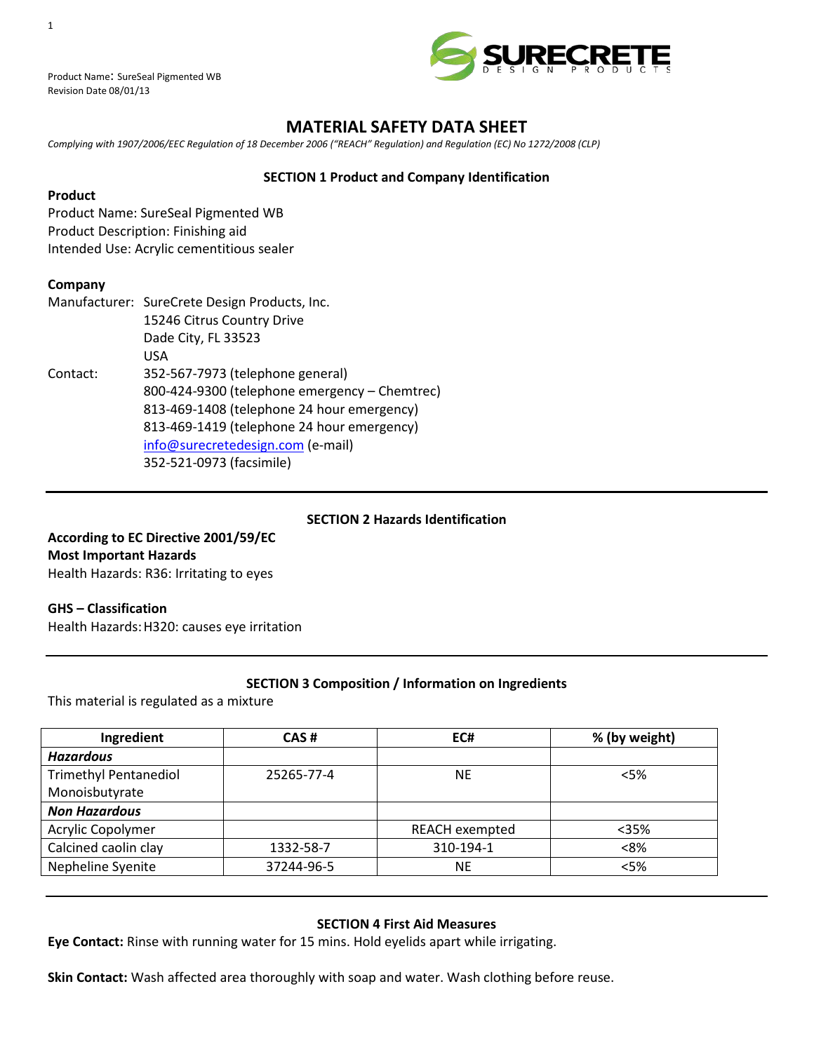Product Name: SureSeal Pigmented WB
Revision Date 08/01/13

# MATERIAL SAFETY DATA SHEET

*Complying with 1907/2006/EEC Regulation of 18 December 2006 ("REACH" Regulation) and Regulation (EC) No 1272/2008 (CLP)*

## SECTION 1 Product and Company Identification

**Product**

Product Name: SureSeal Pigmented WB
Product Description: Finishing aid
Intended Use: Acrylic cementitious sealer

**Company**

Manufacturer: SureCrete Design Products, Inc.
15246 Citrus Country Drive
Dade City, FL 33523
USA

Contact: 352-567-7973 (telephone general)
800-424-9300 (telephone emergency – Chemtrec)
813-469-1408 (telephone 24 hour emergency)
813-469-1419 (telephone 24 hour emergency)
info@surecretedesign.com (e-mail)
352-521-0973 (facsimile)

## SECTION 2 Hazards Identification

**According to EC Directive 2001/59/EC**
**Most Important Hazards**
Health Hazards: R36: Irritating to eyes

**GHS – Classification**
Health Hazards: H320: causes eye irritation

## SECTION 3 Composition / Information on Ingredients

This material is regulated as a mixture

| Ingredient | CAS # | EC# | % (by weight) |
|---|---|---|---|
| ***Hazardous*** | | | |
| Trimethyl Pentanediol Monoisbutyrate | 25265-77-4 | NE | <5% |
| ***Non Hazardous*** | | | |
| Acrylic Copolymer | | REACH exempted | <35% |
| Calcined caolin clay | 1332-58-7 | 310-194-1 | <8% |
| Nepheline Syenite | 37244-96-5 | NE | <5% |

## SECTION 4 First Aid Measures

**Eye Contact:** Rinse with running water for 15 mins. Hold eyelids apart while irrigating.

**Skin Contact:** Wash affected area thoroughly with soap and water. Wash clothing before reuse.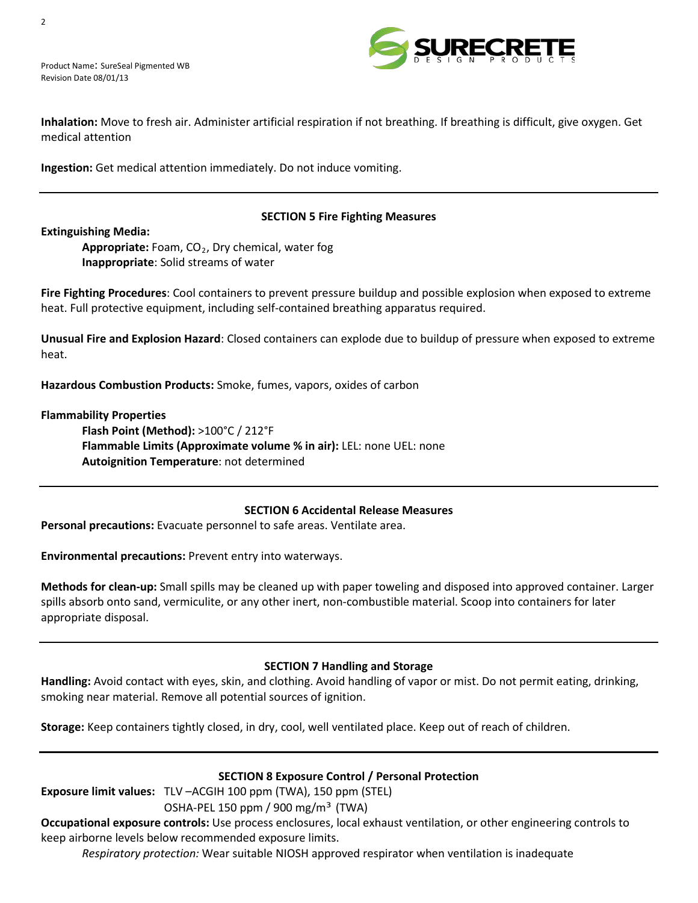**Inhalation:** Move to fresh air. Administer artificial respiration if not breathing. If breathing is difficult, give oxygen. Get medical attention

**Ingestion:** Get medical attention immediately. Do not induce vomiting.

---

## SECTION 5 Fire Fighting Measures

**Extinguishing Media:**

**Appropriate:** Foam, $CO_2$, Dry chemical, water fog
**Inappropriate**: Solid streams of water

**Fire Fighting Procedures**: Cool containers to prevent pressure buildup and possible explosion when exposed to extreme heat. Full protective equipment, including self-contained breathing apparatus required.

**Unusual Fire and Explosion Hazard**: Closed containers can explode due to buildup of pressure when exposed to extreme heat.

**Hazardous Combustion Products:** Smoke, fumes, vapors, oxides of carbon

**Flammability Properties**

**Flash Point (Method):** >100°C / 212°F
**Flammable Limits (Approximate volume % in air):** LEL: none UEL: none
**Autoignition Temperature**: not determined

---

## SECTION 6 Accidental Release Measures

**Personal precautions:** Evacuate personnel to safe areas. Ventilate area.

**Environmental precautions:** Prevent entry into waterways.

**Methods for clean-up:** Small spills may be cleaned up with paper toweling and disposed into approved container. Larger spills absorb onto sand, vermiculite, or any other inert, non-combustible material. Scoop into containers for later appropriate disposal.

---

## SECTION 7 Handling and Storage

**Handling:** Avoid contact with eyes, skin, and clothing. Avoid handling of vapor or mist. Do not permit eating, drinking, smoking near material. Remove all potential sources of ignition.

**Storage:** Keep containers tightly closed, in dry, cool, well ventilated place. Keep out of reach of children.

---

## SECTION 8 Exposure Control / Personal Protection

**Exposure limit values:** TLV –ACGIH 100 ppm (TWA), 150 ppm (STEL)
OSHA-PEL 150 ppm / 900 mg/$m^3$ (TWA)

**Occupational exposure controls:** Use process enclosures, local exhaust ventilation, or other engineering controls to keep airborne levels below recommended exposure limits.

*Respiratory protection:* Wear suitable NIOSH approved respirator when ventilation is inadequate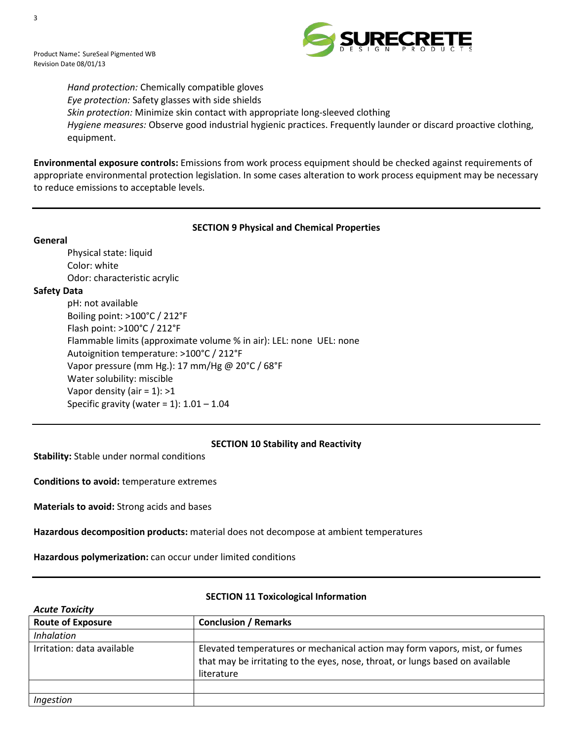*Hand protection:* Chemically compatible gloves
*Eye protection:* Safety glasses with side shields
*Skin protection:* Minimize skin contact with appropriate long-sleeved clothing
*Hygiene measures:* Observe good industrial hygienic practices. Frequently launder or discard proactive clothing, equipment.

**Environmental exposure controls:** Emissions from work process equipment should be checked against requirements of appropriate environmental protection legislation. In some cases alteration to work process equipment may be necessary to reduce emissions to acceptable levels.

---

## SECTION 9 Physical and Chemical Properties

**General**

Physical state: liquid
Color: white
Odor: characteristic acrylic

**Safety Data**

pH: not available
Boiling point: >100°C / 212°F
Flash point: >100°C / 212°F
Flammable limits (approximate volume % in air): LEL: none UEL: none
Autoignition temperature: >100°C / 212°F
Vapor pressure (mm Hg.): 17 mm/Hg @ 20°C / 68°F
Water solubility: miscible
Vapor density (air = 1): >1
Specific gravity (water = 1): 1.01 – 1.04

---

## SECTION 10 Stability and Reactivity

**Stability:** Stable under normal conditions

**Conditions to avoid:** temperature extremes

**Materials to avoid:** Strong acids and bases

**Hazardous decomposition products:** material does not decompose at ambient temperatures

**Hazardous polymerization:** can occur under limited conditions

---

## SECTION 11 Toxicological Information

***Acute Toxicity***

| Route of Exposure | Conclusion / Remarks |
|---|---|
| *Inhalation* | |
| Irritation: data available | Elevated temperatures or mechanical action may form vapors, mist, or fumes that may be irritating to the eyes, nose, throat, or lungs based on available literature |
| | |
| *Ingestion* | |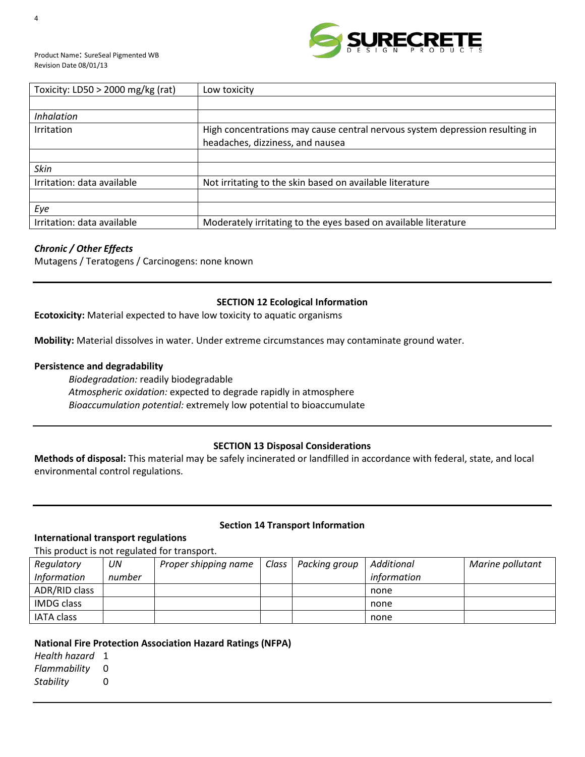| Toxicity: LD50 > 2000 mg/kg (rat) | Low toxicity |
|---|---|
| | |
| *Inhalation* | |
| Irritation | High concentrations may cause central nervous system depression resulting in headaches, dizziness, and nausea |
| | |
| *Skin* | |
| Irritation: data available | Not irritating to the skin based on available literature |
| | |
| *Eye* | |
| Irritation: data available | Moderately irritating to the eyes based on available literature |

***Chronic / Other Effects***

Mutagens / Teratogens / Carcinogens: none known

---

## SECTION 12 Ecological Information

**Ecotoxicity:** Material expected to have low toxicity to aquatic organisms

**Mobility:** Material dissolves in water. Under extreme circumstances may contaminate ground water.

**Persistence and degradability**

*Biodegradation:* readily biodegradable
*Atmospheric oxidation:* expected to degrade rapidly in atmosphere
*Bioaccumulation potential:* extremely low potential to bioaccumulate

---

## SECTION 13 Disposal Considerations

**Methods of disposal:** This material may be safely incinerated or landfilled in accordance with federal, state, and local environmental control regulations.

---

## Section 14 Transport Information

**International transport regulations**

This product is not regulated for transport.

| *Regulatory Information* | *UN number* | *Proper shipping name* | *Class* | *Packing group* | *Additional information* | *Marine pollutant* |
|---|---|---|---|---|---|---|
| ADR/RID class | | | | | none | |
| IMDG class | | | | | none | |
| IATA class | | | | | none | |

**National Fire Protection Association Hazard Ratings (NFPA)**

*Health hazard* 1
*Flammability* 0
*Stability* 0

---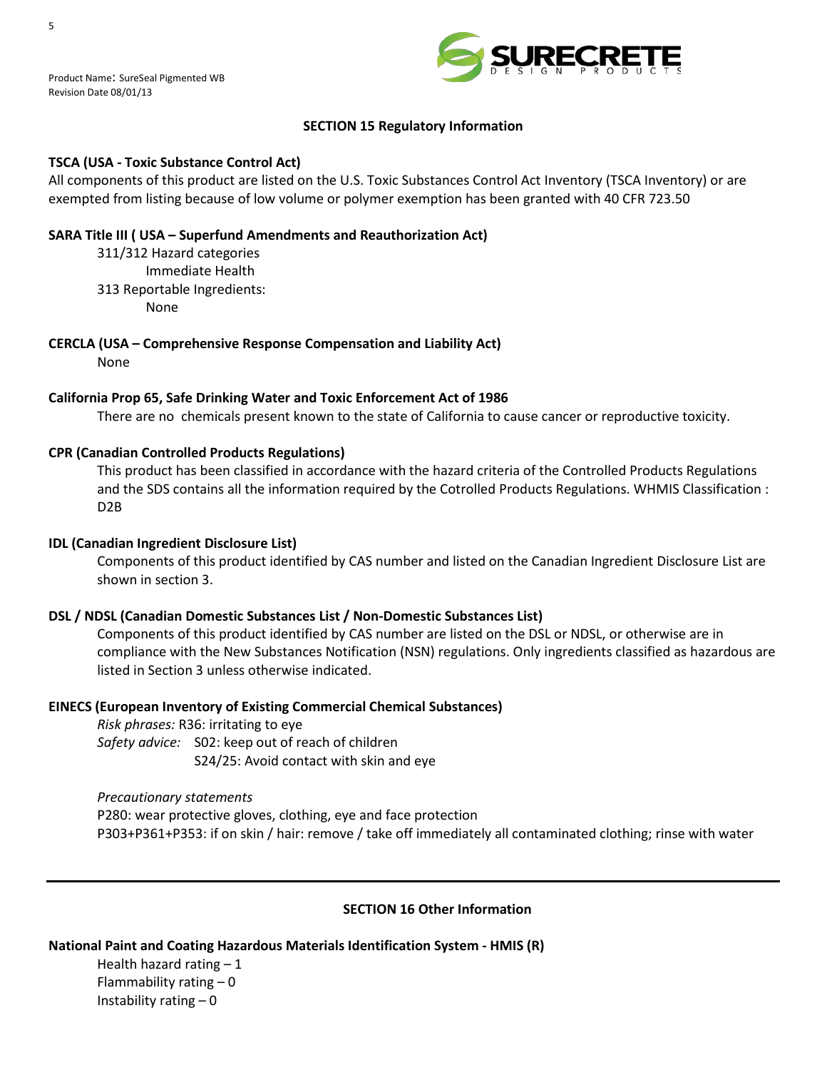## SECTION 15 Regulatory Information

**TSCA (USA - Toxic Substance Control Act)**

All components of this product are listed on the U.S. Toxic Substances Control Act Inventory (TSCA Inventory) or are exempted from listing because of low volume or polymer exemption has been granted with 40 CFR 723.50

**SARA Title III ( USA – Superfund Amendments and Reauthorization Act)**

- 311/312 Hazard categories
  - Immediate Health
- 313 Reportable Ingredients:
  - None

**CERCLA (USA – Comprehensive Response Compensation and Liability Act)**

None

**California Prop 65, Safe Drinking Water and Toxic Enforcement Act of 1986**

There are no chemicals present known to the state of California to cause cancer or reproductive toxicity.

**CPR (Canadian Controlled Products Regulations)**

This product has been classified in accordance with the hazard criteria of the Controlled Products Regulations and the SDS contains all the information required by the Cotrolled Products Regulations. WHMIS Classification : D2B

**IDL (Canadian Ingredient Disclosure List)**

Components of this product identified by CAS number and listed on the Canadian Ingredient Disclosure List are shown in section 3.

**DSL / NDSL (Canadian Domestic Substances List / Non-Domestic Substances List)**

Components of this product identified by CAS number are listed on the DSL or NDSL, or otherwise are in compliance with the New Substances Notification (NSN) regulations. Only ingredients classified as hazardous are listed in Section 3 unless otherwise indicated.

**EINECS (European Inventory of Existing Commercial Chemical Substances)**

*Risk phrases:* R36: irritating to eye

*Safety advice:* S02: keep out of reach of children
S24/25: Avoid contact with skin and eye

*Precautionary statements*

P280: wear protective gloves, clothing, eye and face protection

P303+P361+P353: if on skin / hair: remove / take off immediately all contaminated clothing; rinse with water

---

## SECTION 16 Other Information

**National Paint and Coating Hazardous Materials Identification System - HMIS (R)**

Health hazard rating – 1
Flammability rating – 0
Instability rating – 0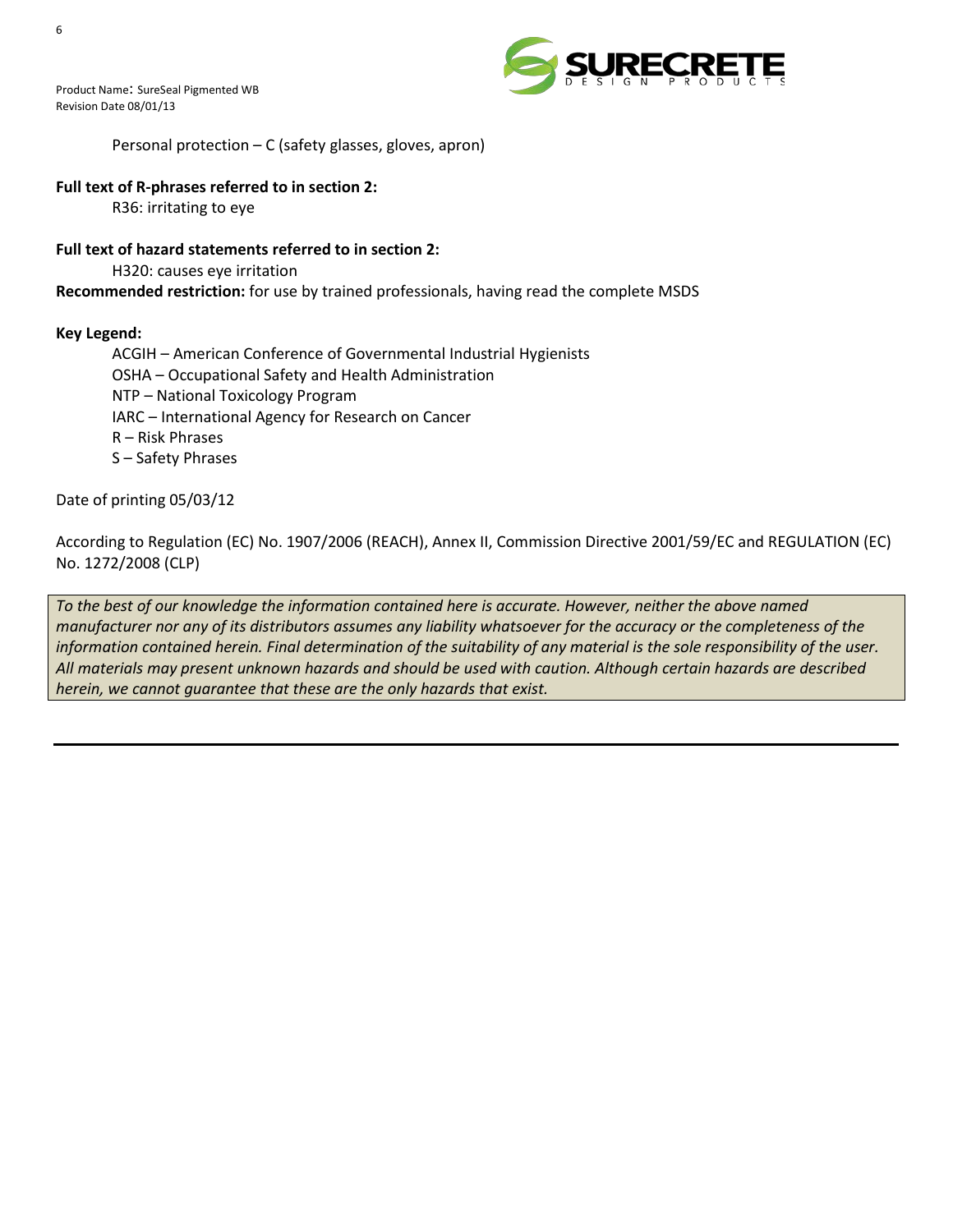Personal protection – C (safety glasses, gloves, apron)

**Full text of R-phrases referred to in section 2:**

R36: irritating to eye

**Full text of hazard statements referred to in section 2:**

H320: causes eye irritation

**Recommended restriction:** for use by trained professionals, having read the complete MSDS

**Key Legend:**

ACGIH – American Conference of Governmental Industrial Hygienists
OSHA – Occupational Safety and Health Administration
NTP – National Toxicology Program
IARC – International Agency for Research on Cancer
R – Risk Phrases
S – Safety Phrases

Date of printing 05/03/12

According to Regulation (EC) No. 1907/2006 (REACH), Annex II, Commission Directive 2001/59/EC and REGULATION (EC) No. 1272/2008 (CLP)

*To the best of our knowledge the information contained here is accurate. However, neither the above named manufacturer nor any of its distributors assumes any liability whatsoever for the accuracy or the completeness of the information contained herein. Final determination of the suitability of any material is the sole responsibility of the user. All materials may present unknown hazards and should be used with caution. Although certain hazards are described herein, we cannot guarantee that these are the only hazards that exist.*